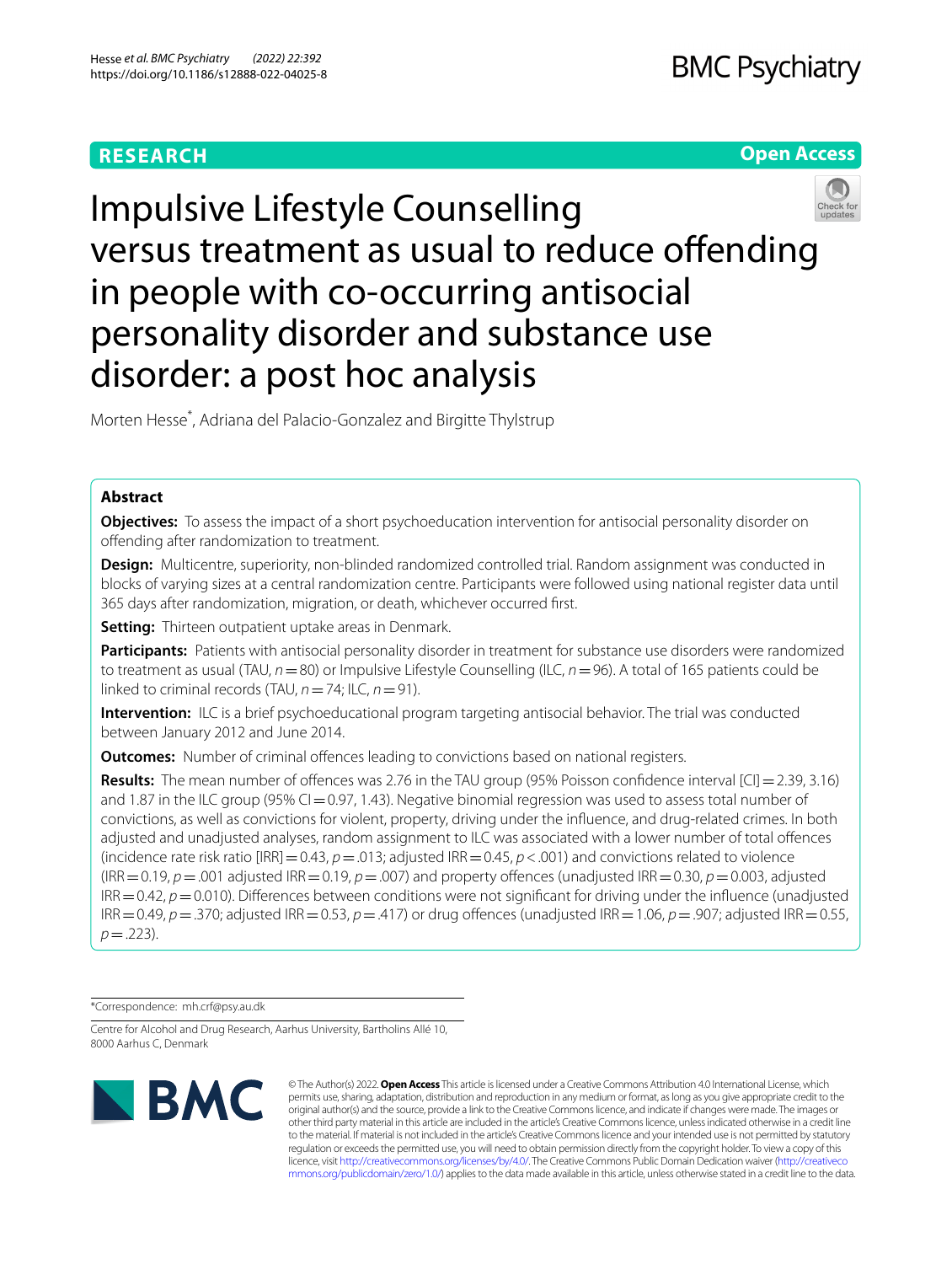**RESEARCH** | **Open Access**

# Impulsive Lifestyle Counselling versus treatment as usual to reduce offending in people with co-occurring antisocial personality disorder and substance use disorder: a post hoc analysis

Morten Hesse*, Adriana del Palacio-Gonzalez and Birgitte Thylstrup

## Abstract

**Objectives:** To assess the impact of a short psychoeducation intervention for antisocial personality disorder on offending after randomization to treatment.

**Design:** Multicentre, superiority, non-blinded randomized controlled trial. Random assignment was conducted in blocks of varying sizes at a central randomization centre. Participants were followed using national register data until 365 days after randomization, migration, or death, whichever occurred first.

**Setting:** Thirteen outpatient uptake areas in Denmark.

**Participants:** Patients with antisocial personality disorder in treatment for substance use disorders were randomized to treatment as usual (TAU, $n = 80$) or Impulsive Lifestyle Counselling (ILC, $n = 96$). A total of 165 patients could be linked to criminal records (TAU, $n = 74$; ILC, $n = 91$).

**Intervention:** ILC is a brief psychoeducational program targeting antisocial behavior. The trial was conducted between January 2012 and June 2014.

**Outcomes:** Number of criminal offences leading to convictions based on national registers.

**Results:** The mean number of offences was 2.76 in the TAU group (95% Poisson confidence interval [CI] = 2.39, 3.16) and 1.87 in the ILC group (95% CI = 0.97, 1.43). Negative binomial regression was used to assess total number of convictions, as well as convictions for violent, property, driving under the influence, and drug-related crimes. In both adjusted and unadjusted analyses, random assignment to ILC was associated with a lower number of total offences (incidence rate risk ratio [IRR] = 0.43, $p = .013$; adjusted IRR = 0.45, $p < .001$) and convictions related to violence (IRR = 0.19, $p = .001$ adjusted IRR = 0.19, $p = .007$) and property offences (unadjusted IRR = 0.30, $p = 0.003$, adjusted IRR = 0.42, $p = 0.010$). Differences between conditions were not significant for driving under the influence (unadjusted IRR = 0.49, $p = .370$; adjusted IRR = 0.53, $p = .417$) or drug offences (unadjusted IRR = 1.06, $p = .907$; adjusted IRR = 0.55, $p = .223$).

*Correspondence: mh.crf@psy.au.dk

Centre for Alcohol and Drug Research, Aarhus University, Bartholins Allé 10, 8000 Aarhus C, Denmark

© The Author(s) 2022. **Open Access** This article is licensed under a Creative Commons Attribution 4.0 International License, which permits use, sharing, adaptation, distribution and reproduction in any medium or format, as long as you give appropriate credit to the original author(s) and the source, provide a link to the Creative Commons licence, and indicate if changes were made. The images or other third party material in this article are included in the article's Creative Commons licence, unless indicated otherwise in a credit line to the material. If material is not included in the article's Creative Commons licence and your intended use is not permitted by statutory regulation or exceeds the permitted use, you will need to obtain permission directly from the copyright holder. To view a copy of this licence, visit http://creativecommons.org/licenses/by/4.0/. The Creative Commons Public Domain Dedication waiver (http://creativecommons.org/publicdomain/zero/1.0/) applies to the data made available in this article, unless otherwise stated in a credit line to the data.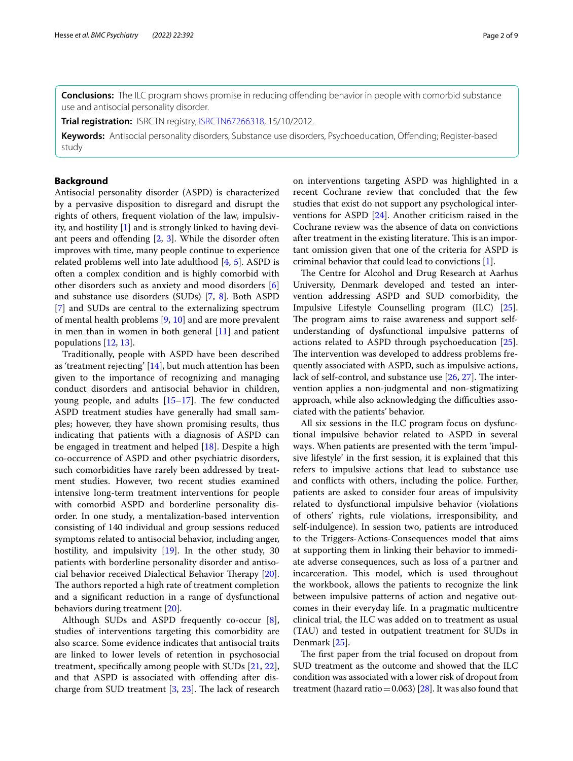**Conclusions:** The ILC program shows promise in reducing offending behavior in people with comorbid substance use and antisocial personality disorder.

**Trial registration:** ISRCTN registry, ISRCTN67266318, 15/10/2012.

**Keywords:** Antisocial personality disorders, Substance use disorders, Psychoeducation, Offending; Register-based study

## Background

Antisocial personality disorder (ASPD) is characterized by a pervasive disposition to disregard and disrupt the rights of others, frequent violation of the law, impulsivity, and hostility [1] and is strongly linked to having deviant peers and offending [2, 3]. While the disorder often improves with time, many people continue to experience related problems well into late adulthood [4, 5]. ASPD is often a complex condition and is highly comorbid with other disorders such as anxiety and mood disorders [6] and substance use disorders (SUDs) [7, 8]. Both ASPD [7] and SUDs are central to the externalizing spectrum of mental health problems [9, 10] and are more prevalent in men than in women in both general [11] and patient populations [12, 13].

Traditionally, people with ASPD have been described as 'treatment rejecting' [14], but much attention has been given to the importance of recognizing and managing conduct disorders and antisocial behavior in children, young people, and adults [15–17]. The few conducted ASPD treatment studies have generally had small samples; however, they have shown promising results, thus indicating that patients with a diagnosis of ASPD can be engaged in treatment and helped [18]. Despite a high co-occurrence of ASPD and other psychiatric disorders, such comorbidities have rarely been addressed by treatment studies. However, two recent studies examined intensive long-term treatment interventions for people with comorbid ASPD and borderline personality disorder. In one study, a mentalization-based intervention consisting of 140 individual and group sessions reduced symptoms related to antisocial behavior, including anger, hostility, and impulsivity [19]. In the other study, 30 patients with borderline personality disorder and antisocial behavior received Dialectical Behavior Therapy [20]. The authors reported a high rate of treatment completion and a significant reduction in a range of dysfunctional behaviors during treatment [20].

Although SUDs and ASPD frequently co-occur [8], studies of interventions targeting this comorbidity are also scarce. Some evidence indicates that antisocial traits are linked to lower levels of retention in psychosocial treatment, specifically among people with SUDs [21, 22], and that ASPD is associated with offending after discharge from SUD treatment [3, 23]. The lack of research on interventions targeting ASPD was highlighted in a recent Cochrane review that concluded that the few studies that exist do not support any psychological interventions for ASPD [24]. Another criticism raised in the Cochrane review was the absence of data on convictions after treatment in the existing literature. This is an important omission given that one of the criteria for ASPD is criminal behavior that could lead to convictions [1].

The Centre for Alcohol and Drug Research at Aarhus University, Denmark developed and tested an intervention addressing ASPD and SUD comorbidity, the Impulsive Lifestyle Counselling program (ILC) [25]. The program aims to raise awareness and support self-understanding of dysfunctional impulsive patterns of actions related to ASPD through psychoeducation [25]. The intervention was developed to address problems frequently associated with ASPD, such as impulsive actions, lack of self-control, and substance use [26, 27]. The intervention applies a non-judgmental and non-stigmatizing approach, while also acknowledging the difficulties associated with the patients' behavior.

All six sessions in the ILC program focus on dysfunctional impulsive behavior related to ASPD in several ways. When patients are presented with the term 'impulsive lifestyle' in the first session, it is explained that this refers to impulsive actions that lead to substance use and conflicts with others, including the police. Further, patients are asked to consider four areas of impulsivity related to dysfunctional impulsive behavior (violations of others' rights, rule violations, irresponsibility, and self-indulgence). In session two, patients are introduced to the Triggers-Actions-Consequences model that aims at supporting them in linking their behavior to immediate adverse consequences, such as loss of a partner and incarceration. This model, which is used throughout the workbook, allows the patients to recognize the link between impulsive patterns of action and negative outcomes in their everyday life. In a pragmatic multicentre clinical trial, the ILC was added on to treatment as usual (TAU) and tested in outpatient treatment for SUDs in Denmark [25].

The first paper from the trial focused on dropout from SUD treatment as the outcome and showed that the ILC condition was associated with a lower risk of dropout from treatment (hazard ratio = 0.063) [28]. It was also found that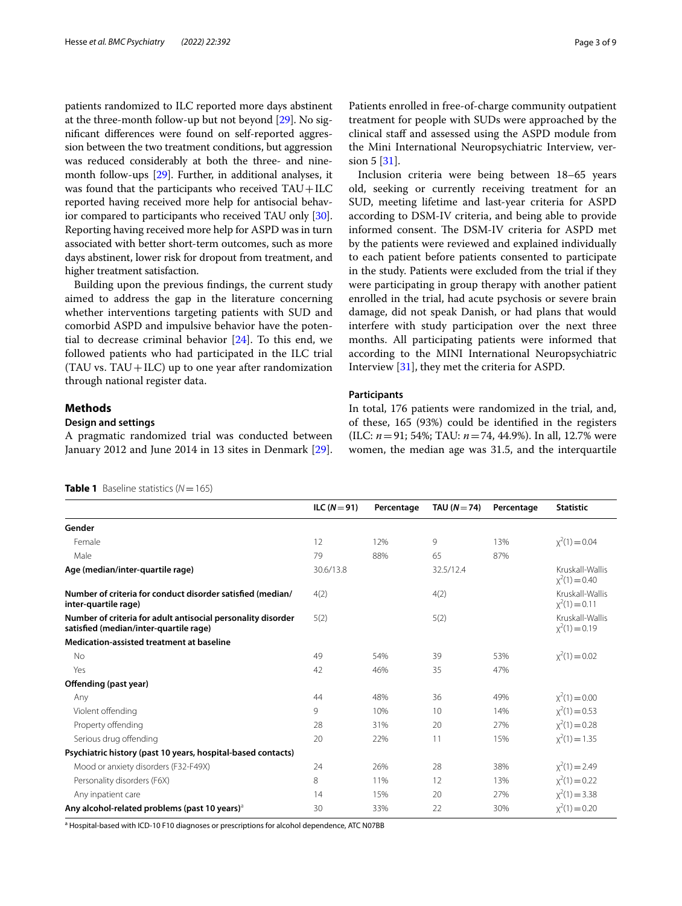patients randomized to ILC reported more days abstinent at the three-month follow-up but not beyond [29]. No significant differences were found on self-reported aggression between the two treatment conditions, but aggression was reduced considerably at both the three- and nine-month follow-ups [29]. Further, in additional analyses, it was found that the participants who received TAU + ILC reported having received more help for antisocial behavior compared to participants who received TAU only [30]. Reporting having received more help for ASPD was in turn associated with better short-term outcomes, such as more days abstinent, lower risk for dropout from treatment, and higher treatment satisfaction.

Building upon the previous findings, the current study aimed to address the gap in the literature concerning whether interventions targeting patients with SUD and comorbid ASPD and impulsive behavior have the potential to decrease criminal behavior [24]. To this end, we followed patients who had participated in the ILC trial (TAU vs. TAU + ILC) up to one year after randomization through national register data.

## Methods

### Design and settings

A pragmatic randomized trial was conducted between January 2012 and June 2014 in 13 sites in Denmark [29]. Patients enrolled in free-of-charge community outpatient treatment for people with SUDs were approached by the clinical staff and assessed using the ASPD module from the Mini International Neuropsychiatric Interview, version 5 [31].

Inclusion criteria were being between 18–65 years old, seeking or currently receiving treatment for an SUD, meeting lifetime and last-year criteria for ASPD according to DSM-IV criteria, and being able to provide informed consent. The DSM-IV criteria for ASPD met by the patients were reviewed and explained individually to each patient before patients consented to participate in the study. Patients were excluded from the trial if they were participating in group therapy with another patient enrolled in the trial, had acute psychosis or severe brain damage, did not speak Danish, or had plans that would interfere with study participation over the next three months. All participating patients were informed that according to the MINI International Neuropsychiatric Interview [31], they met the criteria for ASPD.

### Participants

In total, 176 patients were randomized in the trial, and, of these, 165 (93%) could be identified in the registers (ILC: $n = 91$; 54%; TAU: $n = 74$, 44.9%). In all, 12.7% were women, the median age was 31.5, and the interquartile

**Table 1** Baseline statistics ($N = 165$)

| | ILC ($N = 91$) | Percentage | TAU ($N = 74$) | Percentage | Statistic |
|---|---|---|---|---|---|
| **Gender** | | | | | |
| Female | 12 | 12% | 9 | 13% | $\chi^2(1) = 0.04$ |
| Male | 79 | 88% | 65 | 87% | |
| **Age (median/inter-quartile rage)** | 30.6/13.8 | | 32.5/12.4 | | Kruskall-Wallis $\chi^2(1) = 0.40$ |
| **Number of criteria for conduct disorder satisfied (median/inter-quartile rage)** | 4(2) | | 4(2) | | Kruskall-Wallis $\chi^2(1) = 0.11$ |
| **Number of criteria for adult antisocial personality disorder satisfied (median/inter-quartile rage)** | 5(2) | | 5(2) | | Kruskall-Wallis $\chi^2(1) = 0.19$ |
| **Medication-assisted treatment at baseline** | | | | | |
| No | 49 | 54% | 39 | 53% | $\chi^2(1) = 0.02$ |
| Yes | 42 | 46% | 35 | 47% | |
| **Offending (past year)** | | | | | |
| Any | 44 | 48% | 36 | 49% | $\chi^2(1) = 0.00$ |
| Violent offending | 9 | 10% | 10 | 14% | $\chi^2(1) = 0.53$ |
| Property offending | 28 | 31% | 20 | 27% | $\chi^2(1) = 0.28$ |
| Serious drug offending | 20 | 22% | 11 | 15% | $\chi^2(1) = 1.35$ |
| **Psychiatric history (past 10 years, hospital-based contacts)** | | | | | |
| Mood or anxiety disorders (F32-F49X) | 24 | 26% | 28 | 38% | $\chi^2(1) = 2.49$ |
| Personality disorders (F6X) | 8 | 11% | 12 | 13% | $\chi^2(1) = 0.22$ |
| Any inpatient care | 14 | 15% | 20 | 27% | $\chi^2(1) = 3.38$ |
| **Any alcohol-related problems (past 10 years)**[a] | 30 | 33% | 22 | 30% | $\chi^2(1) = 0.20$ |

[a] Hospital-based with ICD-10 F10 diagnoses or prescriptions for alcohol dependence, ATC N07BB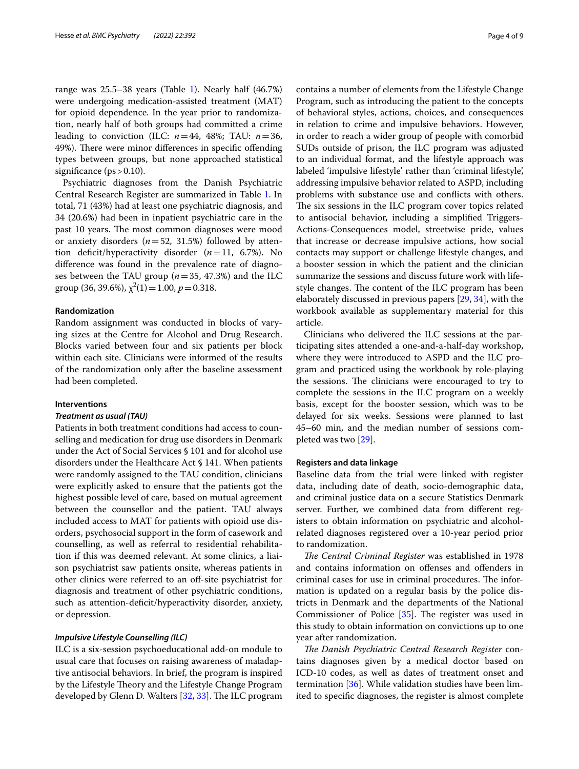range was 25.5–38 years (Table 1). Nearly half (46.7%) were undergoing medication-assisted treatment (MAT) for opioid dependence. In the year prior to randomization, nearly half of both groups had committed a crime leading to conviction (ILC: $n = 44$, 48%; TAU: $n = 36$, 49%). There were minor differences in specific offending types between groups, but none approached statistical significance (ps > 0.10).

Psychiatric diagnoses from the Danish Psychiatric Central Research Register are summarized in Table 1. In total, 71 (43%) had at least one psychiatric diagnosis, and 34 (20.6%) had been in inpatient psychiatric care in the past 10 years. The most common diagnoses were mood or anxiety disorders ($n = 52$, 31.5%) followed by attention deficit/hyperactivity disorder ($n = 11$, 6.7%). No difference was found in the prevalence rate of diagnoses between the TAU group ($n = 35$, 47.3%) and the ILC group (36, 39.6%), $\chi^2(1) = 1.00$, $p = 0.318$.

### Randomization

Random assignment was conducted in blocks of varying sizes at the Centre for Alcohol and Drug Research. Blocks varied between four and six patients per block within each site. Clinicians were informed of the results of the randomization only after the baseline assessment had been completed.

### Interventions

#### *Treatment as usual (TAU)*

Patients in both treatment conditions had access to counselling and medication for drug use disorders in Denmark under the Act of Social Services § 101 and for alcohol use disorders under the Healthcare Act § 141. When patients were randomly assigned to the TAU condition, clinicians were explicitly asked to ensure that the patients got the highest possible level of care, based on mutual agreement between the counsellor and the patient. TAU always included access to MAT for patients with opioid use disorders, psychosocial support in the form of casework and counselling, as well as referral to residential rehabilitation if this was deemed relevant. At some clinics, a liaison psychiatrist saw patients onsite, whereas patients in other clinics were referred to an off-site psychiatrist for diagnosis and treatment of other psychiatric conditions, such as attention-deficit/hyperactivity disorder, anxiety, or depression.

#### *Impulsive Lifestyle Counselling (ILC)*

ILC is a six-session psychoeducational add-on module to usual care that focuses on raising awareness of maladaptive antisocial behaviors. In brief, the program is inspired by the Lifestyle Theory and the Lifestyle Change Program developed by Glenn D. Walters [32, 33]. The ILC program contains a number of elements from the Lifestyle Change Program, such as introducing the patient to the concepts of behavioral styles, actions, choices, and consequences in relation to crime and impulsive behaviors. However, in order to reach a wider group of people with comorbid SUDs outside of prison, the ILC program was adjusted to an individual format, and the lifestyle approach was labeled 'impulsive lifestyle' rather than 'criminal lifestyle', addressing impulsive behavior related to ASPD, including problems with substance use and conflicts with others. The six sessions in the ILC program cover topics related to antisocial behavior, including a simplified Triggers-Actions-Consequences model, streetwise pride, values that increase or decrease impulsive actions, how social contacts may support or challenge lifestyle changes, and a booster session in which the patient and the clinician summarize the sessions and discuss future work with lifestyle changes. The content of the ILC program has been elaborately discussed in previous papers [29, 34], with the workbook available as supplementary material for this article.

Clinicians who delivered the ILC sessions at the participating sites attended a one-and-a-half-day workshop, where they were introduced to ASPD and the ILC program and practiced using the workbook by role-playing the sessions. The clinicians were encouraged to try to complete the sessions in the ILC program on a weekly basis, except for the booster session, which was to be delayed for six weeks. Sessions were planned to last 45–60 min, and the median number of sessions completed was two [29].

### Registers and data linkage

Baseline data from the trial were linked with register data, including date of death, socio-demographic data, and criminal justice data on a secure Statistics Denmark server. Further, we combined data from different registers to obtain information on psychiatric and alcohol-related diagnoses registered over a 10-year period prior to randomization.

*The Central Criminal Register* was established in 1978 and contains information on offenses and offenders in criminal cases for use in criminal procedures. The information is updated on a regular basis by the police districts in Denmark and the departments of the National Commissioner of Police [35]. The register was used in this study to obtain information on convictions up to one year after randomization.

*The Danish Psychiatric Central Research Register* contains diagnoses given by a medical doctor based on ICD-10 codes, as well as dates of treatment onset and termination [36]. While validation studies have been limited to specific diagnoses, the register is almost complete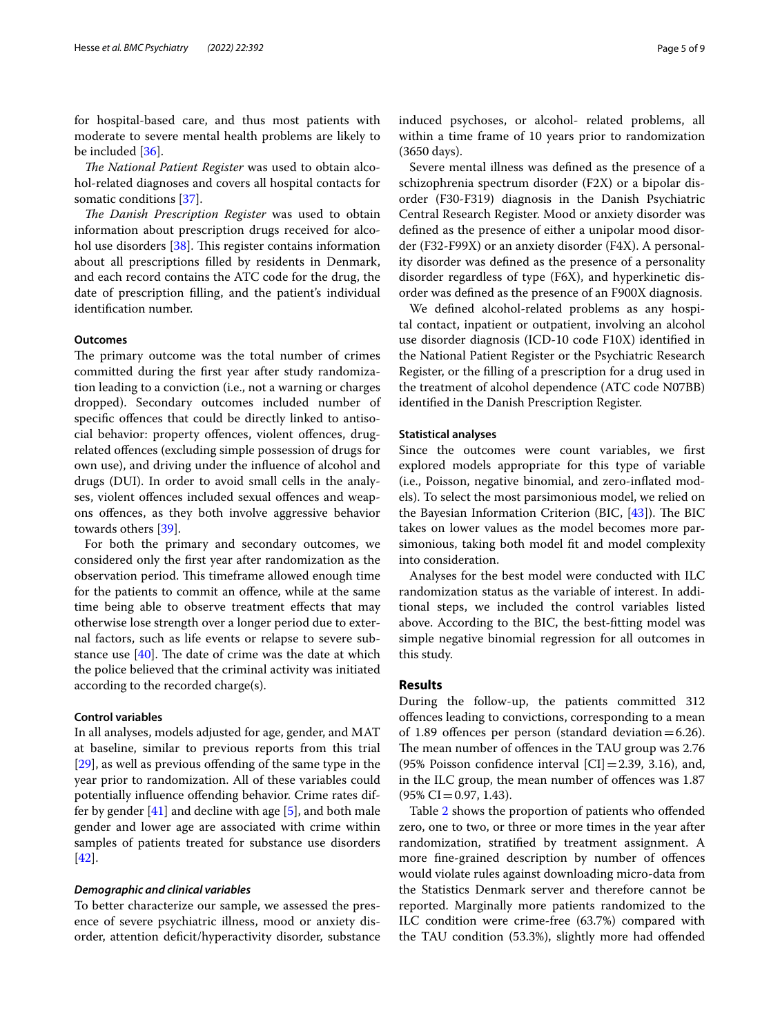for hospital-based care, and thus most patients with moderate to severe mental health problems are likely to be included [36].

*The National Patient Register* was used to obtain alcohol-related diagnoses and covers all hospital contacts for somatic conditions [37].

*The Danish Prescription Register* was used to obtain information about prescription drugs received for alcohol use disorders [38]. This register contains information about all prescriptions filled by residents in Denmark, and each record contains the ATC code for the drug, the date of prescription filling, and the patient's individual identification number.

### Outcomes

The primary outcome was the total number of crimes committed during the first year after study randomization leading to a conviction (i.e., not a warning or charges dropped). Secondary outcomes included number of specific offences that could be directly linked to antisocial behavior: property offences, violent offences, drug-related offences (excluding simple possession of drugs for own use), and driving under the influence of alcohol and drugs (DUI). In order to avoid small cells in the analyses, violent offences included sexual offences and weapons offences, as they both involve aggressive behavior towards others [39].

For both the primary and secondary outcomes, we considered only the first year after randomization as the observation period. This timeframe allowed enough time for the patients to commit an offence, while at the same time being able to observe treatment effects that may otherwise lose strength over a longer period due to external factors, such as life events or relapse to severe substance use [40]. The date of crime was the date at which the police believed that the criminal activity was initiated according to the recorded charge(s).

### Control variables

In all analyses, models adjusted for age, gender, and MAT at baseline, similar to previous reports from this trial [29], as well as previous offending of the same type in the year prior to randomization. All of these variables could potentially influence offending behavior. Crime rates differ by gender [41] and decline with age [5], and both male gender and lower age are associated with crime within samples of patients treated for substance use disorders [42].

#### *Demographic and clinical variables*

To better characterize our sample, we assessed the presence of severe psychiatric illness, mood or anxiety disorder, attention deficit/hyperactivity disorder, substance induced psychoses, or alcohol- related problems, all within a time frame of 10 years prior to randomization (3650 days).

Severe mental illness was defined as the presence of a schizophrenia spectrum disorder (F2X) or a bipolar disorder (F30-F319) diagnosis in the Danish Psychiatric Central Research Register. Mood or anxiety disorder was defined as the presence of either a unipolar mood disorder (F32-F99X) or an anxiety disorder (F4X). A personality disorder was defined as the presence of a personality disorder regardless of type (F6X), and hyperkinetic disorder was defined as the presence of an F900X diagnosis.

We defined alcohol-related problems as any hospital contact, inpatient or outpatient, involving an alcohol use disorder diagnosis (ICD-10 code F10X) identified in the National Patient Register or the Psychiatric Research Register, or the filling of a prescription for a drug used in the treatment of alcohol dependence (ATC code N07BB) identified in the Danish Prescription Register.

### Statistical analyses

Since the outcomes were count variables, we first explored models appropriate for this type of variable (i.e., Poisson, negative binomial, and zero-inflated models). To select the most parsimonious model, we relied on the Bayesian Information Criterion (BIC, [43]). The BIC takes on lower values as the model becomes more parsimonious, taking both model fit and model complexity into consideration.

Analyses for the best model were conducted with ILC randomization status as the variable of interest. In additional steps, we included the control variables listed above. According to the BIC, the best-fitting model was simple negative binomial regression for all outcomes in this study.

## Results

During the follow-up, the patients committed 312 offences leading to convictions, corresponding to a mean of 1.89 offences per person (standard deviation = 6.26). The mean number of offences in the TAU group was 2.76 (95% Poisson confidence interval [CI] = 2.39, 3.16), and, in the ILC group, the mean number of offences was 1.87 (95% CI = 0.97, 1.43).

Table 2 shows the proportion of patients who offended zero, one to two, or three or more times in the year after randomization, stratified by treatment assignment. A more fine-grained description by number of offences would violate rules against downloading micro-data from the Statistics Denmark server and therefore cannot be reported. Marginally more patients randomized to the ILC condition were crime-free (63.7%) compared with the TAU condition (53.3%), slightly more had offended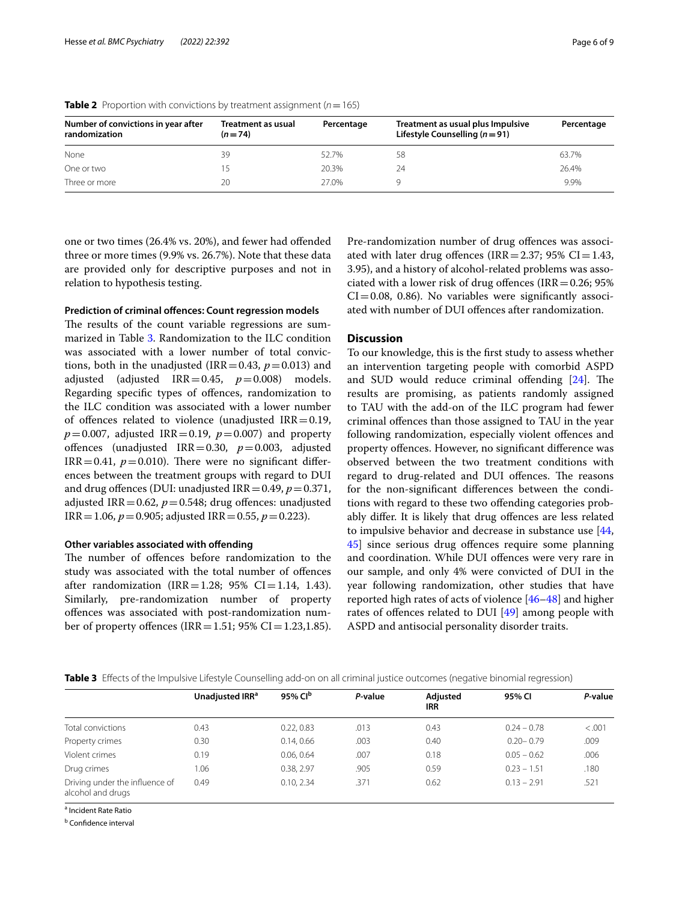**Table 2** Proportion with convictions by treatment assignment ($n = 165$)

| Number of convictions in year after randomization | Treatment as usual ($n = 74$) | Percentage | Treatment as usual plus Impulsive Lifestyle Counselling ($n = 91$) | Percentage |
|---|---|---|---|---|
| None | 39 | 52.7% | 58 | 63.7% |
| One or two | 15 | 20.3% | 24 | 26.4% |
| Three or more | 20 | 27.0% | 9 | 9.9% |

one or two times (26.4% vs. 20%), and fewer had offended three or more times (9.9% vs. 26.7%). Note that these data are provided only for descriptive purposes and not in relation to hypothesis testing.

#### Prediction of criminal offences: Count regression models

The results of the count variable regressions are summarized in Table 3. Randomization to the ILC condition was associated with a lower number of total convictions, both in the unadjusted (IRR = 0.43, $p = 0.013$) and adjusted (adjusted IRR = 0.45, $p = 0.008$) models. Regarding specific types of offences, randomization to the ILC condition was associated with a lower number of offences related to violence (unadjusted IRR = 0.19, $p = 0.007$, adjusted IRR = 0.19, $p = 0.007$) and property offences (unadjusted IRR = 0.30, $p = 0.003$, adjusted IRR = 0.41, $p = 0.010$). There were no significant differences between the treatment groups with regard to DUI and drug offences (DUI: unadjusted IRR = 0.49, $p = 0.371$, adjusted IRR = 0.62, $p = 0.548$; drug offences: unadjusted IRR = 1.06, $p = 0.905$; adjusted IRR = 0.55, $p = 0.223$).

#### Other variables associated with offending

The number of offences before randomization to the study was associated with the total number of offences after randomization (IRR = 1.28; 95% CI = 1.14, 1.43). Similarly, pre-randomization number of property offences was associated with post-randomization number of property offences (IRR = 1.51; 95% CI = 1.23,1.85). Pre-randomization number of drug offences was associated with later drug offences (IRR = 2.37; 95% CI = 1.43, 3.95), and a history of alcohol-related problems was associated with a lower risk of drug offences (IRR = 0.26; 95% CI = 0.08, 0.86). No variables were significantly associated with number of DUI offences after randomization.

## Discussion

To our knowledge, this is the first study to assess whether an intervention targeting people with comorbid ASPD and SUD would reduce criminal offending [24]. The results are promising, as patients randomly assigned to TAU with the add-on of the ILC program had fewer criminal offences than those assigned to TAU in the year following randomization, especially violent offences and property offences. However, no significant difference was observed between the two treatment conditions with regard to drug-related and DUI offences. The reasons for the non-significant differences between the conditions with regard to these two offending categories probably differ. It is likely that drug offences are less related to impulsive behavior and decrease in substance use [44, 45] since serious drug offences require some planning and coordination. While DUI offences were very rare in our sample, and only 4% were convicted of DUI in the year following randomization, other studies that have reported high rates of acts of violence [46–48] and higher rates of offences related to DUI [49] among people with ASPD and antisocial personality disorder traits.

**Table 3** Effects of the Impulsive Lifestyle Counselling add-on on all criminal justice outcomes (negative binomial regression)

| | Unadjusted IRR[a] | 95% CI[b] | *P*-value | Adjusted IRR | 95% CI | *P*-value |
|---|---|---|---|---|---|---|
| Total convictions | 0.43 | 0.22, 0.83 | .013 | 0.43 | 0.24 – 0.78 | <.001 |
| Property crimes | 0.30 | 0.14, 0.66 | .003 | 0.40 | 0.20– 0.79 | .009 |
| Violent crimes | 0.19 | 0.06, 0.64 | .007 | 0.18 | 0.05 – 0.62 | .006 |
| Drug crimes | 1.06 | 0.38, 2.97 | .905 | 0.59 | 0.23 – 1.51 | .180 |
| Driving under the influence of alcohol and drugs | 0.49 | 0.10, 2.34 | .371 | 0.62 | 0.13 – 2.91 | .521 |

[a] Incident Rate Ratio

[b] Confidence interval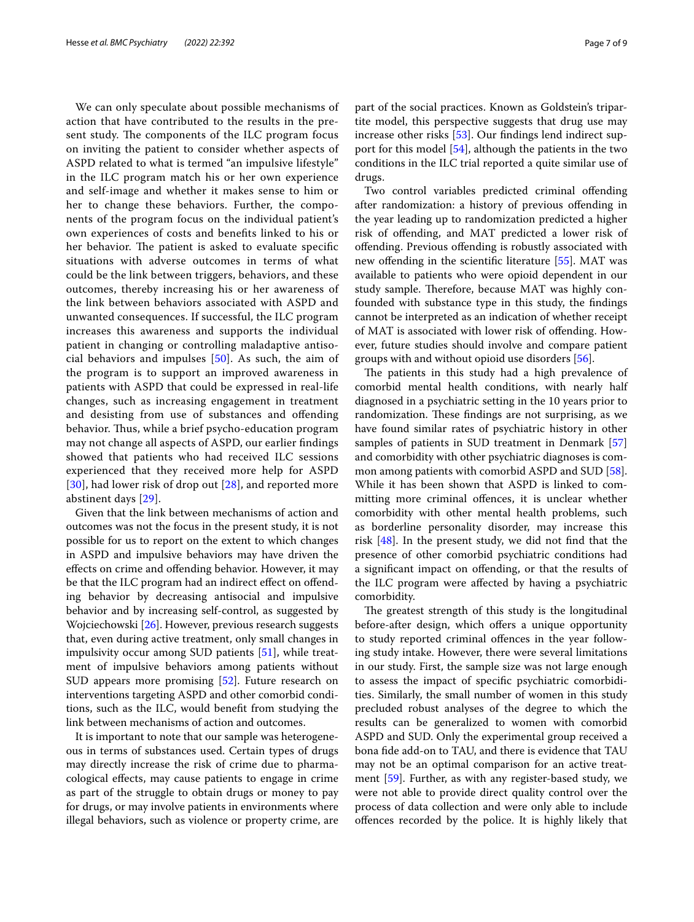We can only speculate about possible mechanisms of action that have contributed to the results in the present study. The components of the ILC program focus on inviting the patient to consider whether aspects of ASPD related to what is termed "an impulsive lifestyle" in the ILC program match his or her own experience and self-image and whether it makes sense to him or her to change these behaviors. Further, the components of the program focus on the individual patient's own experiences of costs and benefits linked to his or her behavior. The patient is asked to evaluate specific situations with adverse outcomes in terms of what could be the link between triggers, behaviors, and these outcomes, thereby increasing his or her awareness of the link between behaviors associated with ASPD and unwanted consequences. If successful, the ILC program increases this awareness and supports the individual patient in changing or controlling maladaptive antisocial behaviors and impulses [50]. As such, the aim of the program is to support an improved awareness in patients with ASPD that could be expressed in real-life changes, such as increasing engagement in treatment and desisting from use of substances and offending behavior. Thus, while a brief psycho-education program may not change all aspects of ASPD, our earlier findings showed that patients who had received ILC sessions experienced that they received more help for ASPD [30], had lower risk of drop out [28], and reported more abstinent days [29].

Given that the link between mechanisms of action and outcomes was not the focus in the present study, it is not possible for us to report on the extent to which changes in ASPD and impulsive behaviors may have driven the effects on crime and offending behavior. However, it may be that the ILC program had an indirect effect on offending behavior by decreasing antisocial and impulsive behavior and by increasing self-control, as suggested by Wojciechowski [26]. However, previous research suggests that, even during active treatment, only small changes in impulsivity occur among SUD patients [51], while treatment of impulsive behaviors among patients without SUD appears more promising [52]. Future research on interventions targeting ASPD and other comorbid conditions, such as the ILC, would benefit from studying the link between mechanisms of action and outcomes.

It is important to note that our sample was heterogeneous in terms of substances used. Certain types of drugs may directly increase the risk of crime due to pharmacological effects, may cause patients to engage in crime as part of the struggle to obtain drugs or money to pay for drugs, or may involve patients in environments where illegal behaviors, such as violence or property crime, are part of the social practices. Known as Goldstein's tripartite model, this perspective suggests that drug use may increase other risks [53]. Our findings lend indirect support for this model [54], although the patients in the two conditions in the ILC trial reported a quite similar use of drugs.

Two control variables predicted criminal offending after randomization: a history of previous offending in the year leading up to randomization predicted a higher risk of offending, and MAT predicted a lower risk of offending. Previous offending is robustly associated with new offending in the scientific literature [55]. MAT was available to patients who were opioid dependent in our study sample. Therefore, because MAT was highly confounded with substance type in this study, the findings cannot be interpreted as an indication of whether receipt of MAT is associated with lower risk of offending. However, future studies should involve and compare patient groups with and without opioid use disorders [56].

The patients in this study had a high prevalence of comorbid mental health conditions, with nearly half diagnosed in a psychiatric setting in the 10 years prior to randomization. These findings are not surprising, as we have found similar rates of psychiatric history in other samples of patients in SUD treatment in Denmark [57] and comorbidity with other psychiatric diagnoses is common among patients with comorbid ASPD and SUD [58]. While it has been shown that ASPD is linked to committing more criminal offences, it is unclear whether comorbidity with other mental health problems, such as borderline personality disorder, may increase this risk [48]. In the present study, we did not find that the presence of other comorbid psychiatric conditions had a significant impact on offending, or that the results of the ILC program were affected by having a psychiatric comorbidity.

The greatest strength of this study is the longitudinal before-after design, which offers a unique opportunity to study reported criminal offences in the year following study intake. However, there were several limitations in our study. First, the sample size was not large enough to assess the impact of specific psychiatric comorbidities. Similarly, the small number of women in this study precluded robust analyses of the degree to which the results can be generalized to women with comorbid ASPD and SUD. Only the experimental group received a bona fide add-on to TAU, and there is evidence that TAU may not be an optimal comparison for an active treatment [59]. Further, as with any register-based study, we were not able to provide direct quality control over the process of data collection and were only able to include offences recorded by the police. It is highly likely that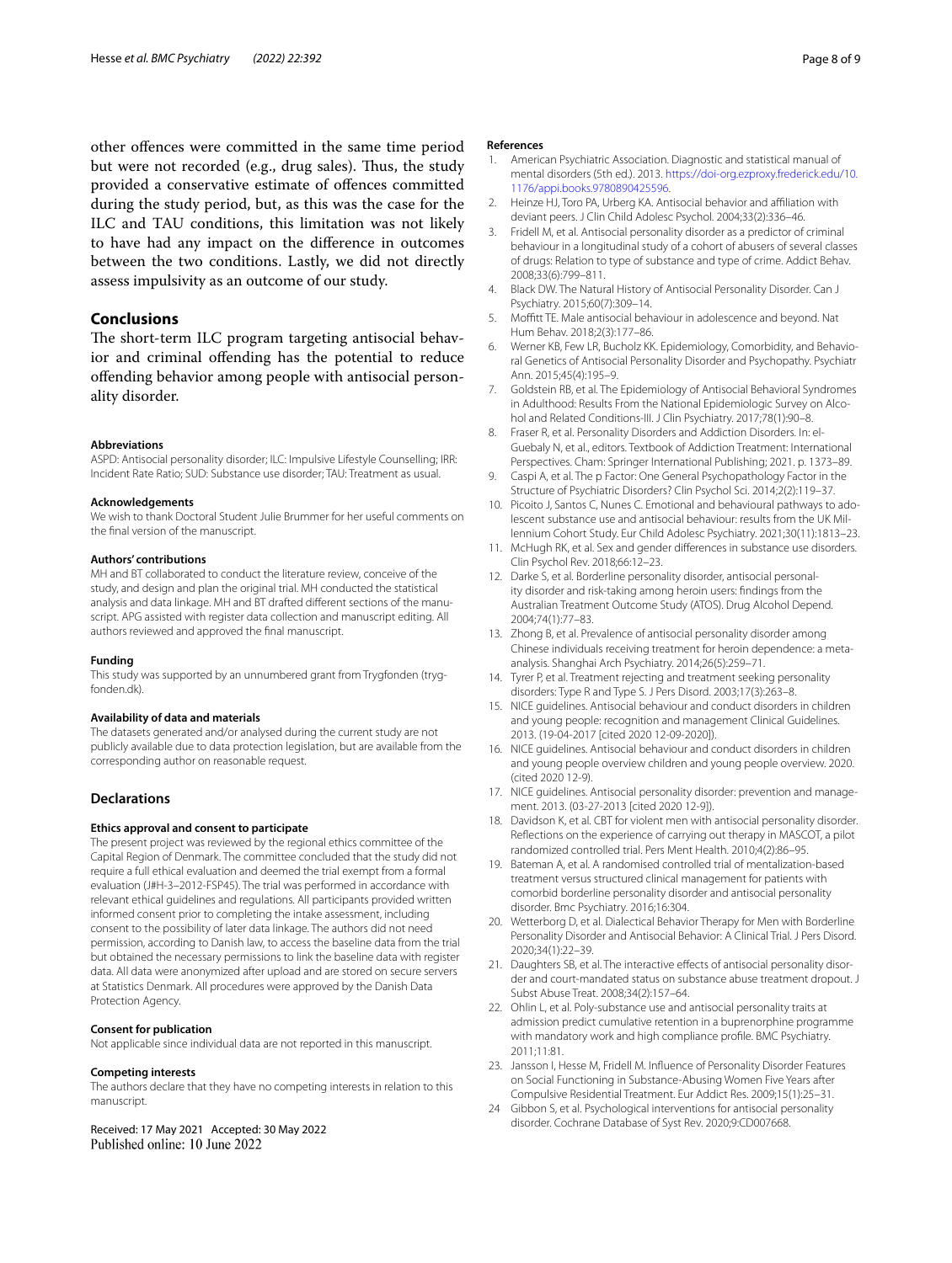other offences were committed in the same time period but were not recorded (e.g., drug sales). Thus, the study provided a conservative estimate of offences committed during the study period, but, as this was the case for the ILC and TAU conditions, this limitation was not likely to have had any impact on the difference in outcomes between the two conditions. Lastly, we did not directly assess impulsivity as an outcome of our study.

## Conclusions

The short-term ILC program targeting antisocial behavior and criminal offending has the potential to reduce offending behavior among people with antisocial personality disorder.

#### Abbreviations

ASPD: Antisocial personality disorder; ILC: Impulsive Lifestyle Counselling; IRR: Incident Rate Ratio; SUD: Substance use disorder; TAU: Treatment as usual.

#### Acknowledgements

We wish to thank Doctoral Student Julie Brummer for her useful comments on the final version of the manuscript.

#### Authors' contributions

MH and BT collaborated to conduct the literature review, conceive of the study, and design and plan the original trial. MH conducted the statistical analysis and data linkage. MH and BT drafted different sections of the manuscript. APG assisted with register data collection and manuscript editing. All authors reviewed and approved the final manuscript.

#### Funding

This study was supported by an unnumbered grant from Trygfonden (trygfonden.dk).

#### Availability of data and materials

The datasets generated and/or analysed during the current study are not publicly available due to data protection legislation, but are available from the corresponding author on reasonable request.

## Declarations

#### Ethics approval and consent to participate

The present project was reviewed by the regional ethics committee of the Capital Region of Denmark. The committee concluded that the study did not require a full ethical evaluation and deemed the trial exempt from a formal evaluation (J#H-3–2012-FSP45). The trial was performed in accordance with relevant ethical guidelines and regulations. All participants provided written informed consent prior to completing the intake assessment, including consent to the possibility of later data linkage. The authors did not need permission, according to Danish law, to access the baseline data from the trial but obtained the necessary permissions to link the baseline data with register data. All data were anonymized after upload and are stored on secure servers at Statistics Denmark. All procedures were approved by the Danish Data Protection Agency.

#### Consent for publication

Not applicable since individual data are not reported in this manuscript.

#### Competing interests

The authors declare that they have no competing interests in relation to this manuscript.

Received: 17 May 2021 Accepted: 30 May 2022
Published online: 10 June 2022

#### References

1. American Psychiatric Association. Diagnostic and statistical manual of mental disorders (5th ed.). 2013. https://doi-org.ezproxy.frederick.edu/10.1176/appi.books.9780890425596.
2. Heinze HJ, Toro PA, Urberg KA. Antisocial behavior and affiliation with deviant peers. J Clin Child Adolesc Psychol. 2004;33(2):336–46.
3. Fridell M, et al. Antisocial personality disorder as a predictor of criminal behaviour in a longitudinal study of a cohort of abusers of several classes of drugs: Relation to type of substance and type of crime. Addict Behav. 2008;33(6):799–811.
4. Black DW. The Natural History of Antisocial Personality Disorder. Can J Psychiatry. 2015;60(7):309–14.
5. Moffitt TE. Male antisocial behaviour in adolescence and beyond. Nat Hum Behav. 2018;2(3):177–86.
6. Werner KB, Few LR, Bucholz KK. Epidemiology, Comorbidity, and Behavioral Genetics of Antisocial Personality Disorder and Psychopathy. Psychiatr Ann. 2015;45(4):195–9.
7. Goldstein RB, et al. The Epidemiology of Antisocial Behavioral Syndromes in Adulthood: Results From the National Epidemiologic Survey on Alcohol and Related Conditions-III. J Clin Psychiatry. 2017;78(1):90–8.
8. Fraser R, et al. Personality Disorders and Addiction Disorders. In: el-Guebaly N, et al., editors. Textbook of Addiction Treatment: International Perspectives. Cham: Springer International Publishing; 2021. p. 1373–89.
9. Caspi A, et al. The p Factor: One General Psychopathology Factor in the Structure of Psychiatric Disorders? Clin Psychol Sci. 2014;2(2):119–37.
10. Picoito J, Santos C, Nunes C. Emotional and behavioural pathways to adolescent substance use and antisocial behaviour: results from the UK Millennium Cohort Study. Eur Child Adolesc Psychiatry. 2021;30(11):1813–23.
11. McHugh RK, et al. Sex and gender differences in substance use disorders. Clin Psychol Rev. 2018;66:12–23.
12. Darke S, et al. Borderline personality disorder, antisocial personality disorder and risk-taking among heroin users: findings from the Australian Treatment Outcome Study (ATOS). Drug Alcohol Depend. 2004;74(1):77–83.
13. Zhong B, et al. Prevalence of antisocial personality disorder among Chinese individuals receiving treatment for heroin dependence: a meta-analysis. Shanghai Arch Psychiatry. 2014;26(5):259–71.
14. Tyrer P, et al. Treatment rejecting and treatment seeking personality disorders: Type R and Type S. J Pers Disord. 2003;17(3):263–8.
15. NICE guidelines. Antisocial behaviour and conduct disorders in children and young people: recognition and management Clinical Guidelines. 2013. (19-04-2017 [cited 2020 12-09-2020]).
16. NICE guidelines. Antisocial behaviour and conduct disorders in children and young people overview children and young people overview. 2020. (cited 2020 12-9).
17. NICE guidelines. Antisocial personality disorder: prevention and management. 2013. (03-27-2013 [cited 2020 12-9]).
18. Davidson K, et al. CBT for violent men with antisocial personality disorder. Reflections on the experience of carrying out therapy in MASCOT, a pilot randomized controlled trial. Pers Ment Health. 2010;4(2):86–95.
19. Bateman A, et al. A randomised controlled trial of mentalization-based treatment versus structured clinical management for patients with comorbid borderline personality disorder and antisocial personality disorder. Bmc Psychiatry. 2016;16:304.
20. Wetterborg D, et al. Dialectical Behavior Therapy for Men with Borderline Personality Disorder and Antisocial Behavior: A Clinical Trial. J Pers Disord. 2020;34(1):22–39.
21. Daughters SB, et al. The interactive effects of antisocial personality disorder and court-mandated status on substance abuse treatment dropout. J Subst Abuse Treat. 2008;34(2):157–64.
22. Ohlin L, et al. Poly-substance use and antisocial personality traits at admission predict cumulative retention in a buprenorphine programme with mandatory work and high compliance profile. BMC Psychiatry. 2011;11:81.
23. Jansson I, Hesse M, Fridell M. Influence of Personality Disorder Features on Social Functioning in Substance-Abusing Women Five Years after Compulsive Residential Treatment. Eur Addict Res. 2009;15(1):25–31.
24. Gibbon S, et al. Psychological interventions for antisocial personality disorder. Cochrane Database of Syst Rev. 2020;9:CD007668.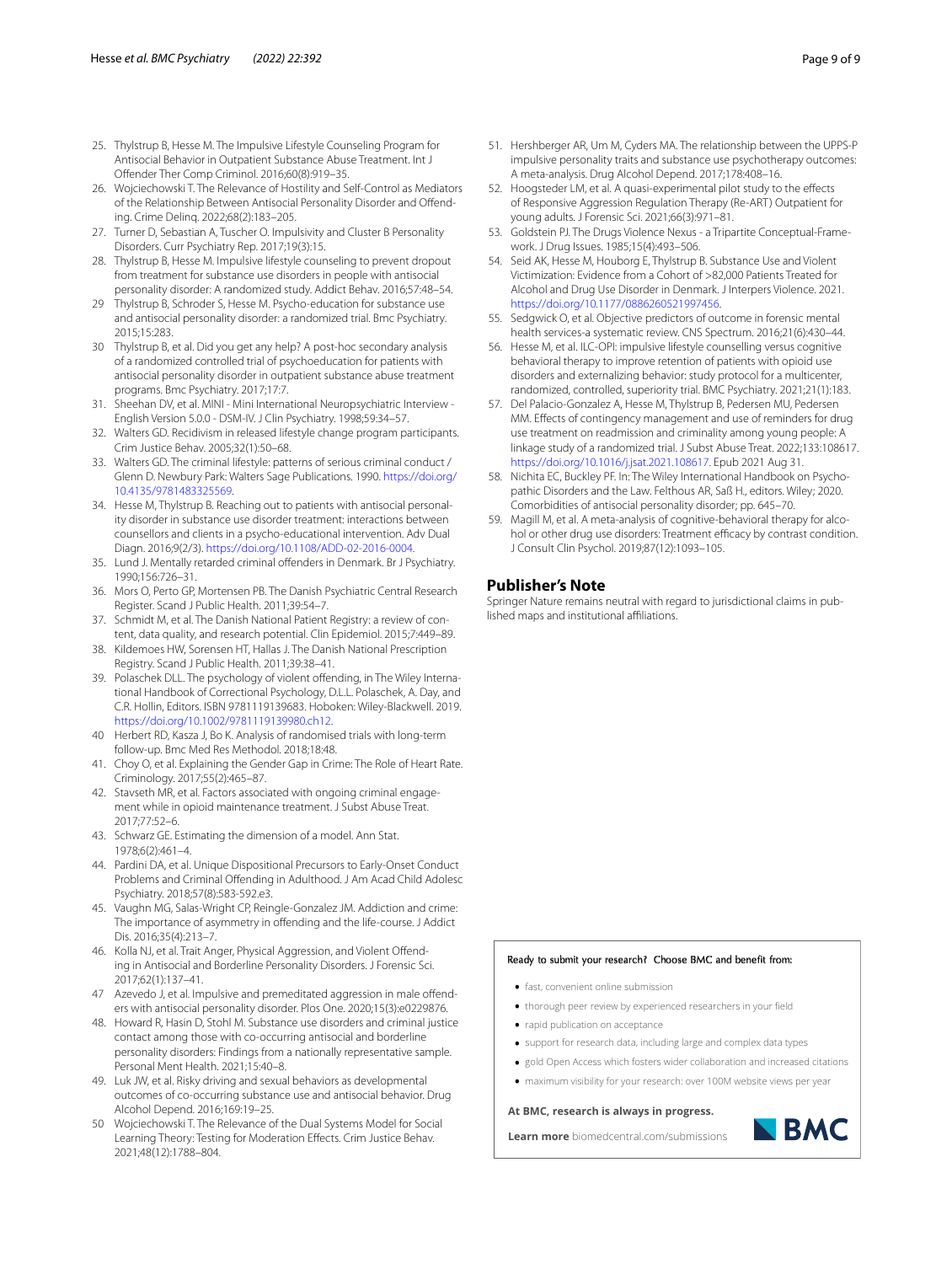25. Thylstrup B, Hesse M. The Impulsive Lifestyle Counseling Program for Antisocial Behavior in Outpatient Substance Abuse Treatment. Int J Offender Ther Comp Criminol. 2016;60(8):919–35.
26. Wojciechowski T. The Relevance of Hostility and Self-Control as Mediators of the Relationship Between Antisocial Personality Disorder and Offending. Crime Delinq. 2022;68(2):183–205.
27. Turner D, Sebastian A, Tuscher O. Impulsivity and Cluster B Personality Disorders. Curr Psychiatry Rep. 2017;19(3):15.
28. Thylstrup B, Hesse M. Impulsive lifestyle counseling to prevent dropout from treatment for substance use disorders in people with antisocial personality disorder: A randomized study. Addict Behav. 2016;57:48–54.
29 Thylstrup B, Schroder S, Hesse M. Psycho-education for substance use and antisocial personality disorder: a randomized trial. Bmc Psychiatry. 2015;15:283.
30 Thylstrup B, et al. Did you get any help? A post-hoc secondary analysis of a randomized controlled trial of psychoeducation for patients with antisocial personality disorder in outpatient substance abuse treatment programs. Bmc Psychiatry. 2017;17:7.
31. Sheehan DV, et al. MINI - Mini International Neuropsychiatric Interview - English Version 5.0.0 - DSM-IV. J Clin Psychiatry. 1998;59:34–57.
32. Walters GD. Recidivism in released lifestyle change program participants. Crim Justice Behav. 2005;32(1):50–68.
33. Walters GD. The criminal lifestyle: patterns of serious criminal conduct / Glenn D. Newbury Park: Walters Sage Publications. 1990. https://doi.org/10.4135/9781483325569.
34. Hesse M, Thylstrup B. Reaching out to patients with antisocial personality disorder in substance use disorder treatment: interactions between counsellors and clients in a psycho-educational intervention. Adv Dual Diagn. 2016;9(2/3). https://doi.org/10.1108/ADD-02-2016-0004.
35. Lund J. Mentally retarded criminal offenders in Denmark. Br J Psychiatry. 1990;156:726–31.
36. Mors O, Perto GP, Mortensen PB. The Danish Psychiatric Central Research Register. Scand J Public Health. 2011;39:54–7.
37. Schmidt M, et al. The Danish National Patient Registry: a review of content, data quality, and research potential. Clin Epidemiol. 2015;7:449–89.
38. Kildemoes HW, Sorensen HT, Hallas J. The Danish National Prescription Registry. Scand J Public Health. 2011;39:38–41.
39. Polaschek DLL. The psychology of violent offending, in The Wiley International Handbook of Correctional Psychology, D.L.L. Polaschek, A. Day, and C.R. Hollin, Editors. ISBN 9781119139683. Hoboken: Wiley-Blackwell. 2019. https://doi.org/10.1002/9781119139980.ch12.
40 Herbert RD, Kasza J, Bo K. Analysis of randomised trials with long-term follow-up. Bmc Med Res Methodol. 2018;18:48.
41. Choy O, et al. Explaining the Gender Gap in Crime: The Role of Heart Rate. Criminology. 2017;55(2):465–87.
42. Stavseth MR, et al. Factors associated with ongoing criminal engagement while in opioid maintenance treatment. J Subst Abuse Treat. 2017;77:52–6.
43. Schwarz GE. Estimating the dimension of a model. Ann Stat. 1978;6(2):461–4.
44. Pardini DA, et al. Unique Dispositional Precursors to Early-Onset Conduct Problems and Criminal Offending in Adulthood. J Am Acad Child Adolesc Psychiatry. 2018;57(8):583-592.e3.
45. Vaughn MG, Salas-Wright CP, Reingle-Gonzalez JM. Addiction and crime: The importance of asymmetry in offending and the life-course. J Addict Dis. 2016;35(4):213–7.
46. Kolla NJ, et al. Trait Anger, Physical Aggression, and Violent Offending in Antisocial and Borderline Personality Disorders. J Forensic Sci. 2017;62(1):137–41.
47 Azevedo J, et al. Impulsive and premeditated aggression in male offenders with antisocial personality disorder. Plos One. 2020;15(3):e0229876.
48. Howard R, Hasin D, Stohl M. Substance use disorders and criminal justice contact among those with co-occurring antisocial and borderline personality disorders: Findings from a nationally representative sample. Personal Ment Health. 2021;15:40–8.
49. Luk JW, et al. Risky driving and sexual behaviors as developmental outcomes of co-occurring substance use and antisocial behavior. Drug Alcohol Depend. 2016;169:19–25.
50 Wojciechowski T. The Relevance of the Dual Systems Model for Social Learning Theory: Testing for Moderation Effects. Crim Justice Behav. 2021;48(12):1788–804.
51. Hershberger AR, Um M, Cyders MA. The relationship between the UPPS-P impulsive personality traits and substance use psychotherapy outcomes: A meta-analysis. Drug Alcohol Depend. 2017;178:408–16.
52. Hoogsteder LM, et al. A quasi-experimental pilot study to the effects of Responsive Aggression Regulation Therapy (Re-ART) Outpatient for young adults. J Forensic Sci. 2021;66(3):971–81.
53. Goldstein PJ. The Drugs Violence Nexus - a Tripartite Conceptual-Framework. J Drug Issues. 1985;15(4):493–506.
54. Seid AK, Hesse M, Houborg E, Thylstrup B. Substance Use and Violent Victimization: Evidence from a Cohort of >82,000 Patients Treated for Alcohol and Drug Use Disorder in Denmark. J Interpers Violence. 2021. https://doi.org/10.1177/0886260521997456.
55. Sedgwick O, et al. Objective predictors of outcome in forensic mental health services-a systematic review. CNS Spectrum. 2016;21(6):430–44.
56. Hesse M, et al. ILC-OPI: impulsive lifestyle counselling versus cognitive behavioral therapy to improve retention of patients with opioid use disorders and externalizing behavior: study protocol for a multicenter, randomized, controlled, superiority trial. BMC Psychiatry. 2021;21(1):183.
57. Del Palacio-Gonzalez A, Hesse M, Thylstrup B, Pedersen MU, Pedersen MM. Effects of contingency management and use of reminders for drug use treatment on readmission and criminality among young people: A linkage study of a randomized trial. J Subst Abuse Treat. 2022;133:108617. https://doi.org/10.1016/j.jsat.2021.108617. Epub 2021 Aug 31.
58. Nichita EC, Buckley PF. In: The Wiley International Handbook on Psychopathic Disorders and the Law. Felthous AR, Saß H., editors. Wiley; 2020. Comorbidities of antisocial personality disorder; pp. 645–70.
59. Magill M, et al. A meta-analysis of cognitive-behavioral therapy for alcohol or other drug use disorders: Treatment efficacy by contrast condition. J Consult Clin Psychol. 2019;87(12):1093–105.

## Publisher's Note

Springer Nature remains neutral with regard to jurisdictional claims in published maps and institutional affiliations.

Ready to submit your research? Choose BMC and benefit from:

- fast, convenient online submission
- thorough peer review by experienced researchers in your field
- rapid publication on acceptance
- support for research data, including large and complex data types
- gold Open Access which fosters wider collaboration and increased citations
- maximum visibility for your research: over 100M website views per year

**At BMC, research is always in progress.**

**Learn more** biomedcentral.com/submissions